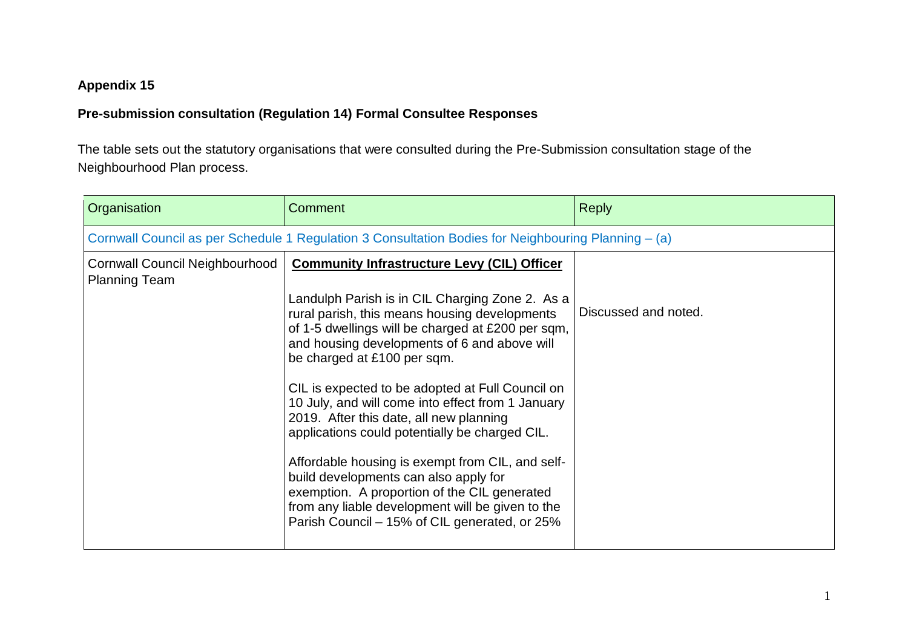**Appendix 15**

**Pre-submission consultation (Regulation 14) Formal Consultee Responses**

The table sets out the statutory organisations that were consulted during the Pre-Submission consultation stage of the Neighbourhood Plan process.

| Organisation | Comment | Reply |
|---|---|---|
| Cornwall Council as per Schedule 1 Regulation 3 Consultation Bodies for Neighbouring Planning – (a) | | |
| Cornwall Council Neighbourhood Planning Team | **Community Infrastructure Levy (CIL) Officer**<br><br>Landulph Parish is in CIL Charging Zone 2. As a rural parish, this means housing developments of 1-5 dwellings will be charged at £200 per sqm, and housing developments of 6 and above will be charged at £100 per sqm.<br><br>CIL is expected to be adopted at Full Council on 10 July, and will come into effect from 1 January 2019. After this date, all new planning applications could potentially be charged CIL.<br><br>Affordable housing is exempt from CIL, and self-build developments can also apply for exemption. A proportion of the CIL generated from any liable development will be given to the Parish Council – 15% of CIL generated, or 25% | Discussed and noted. |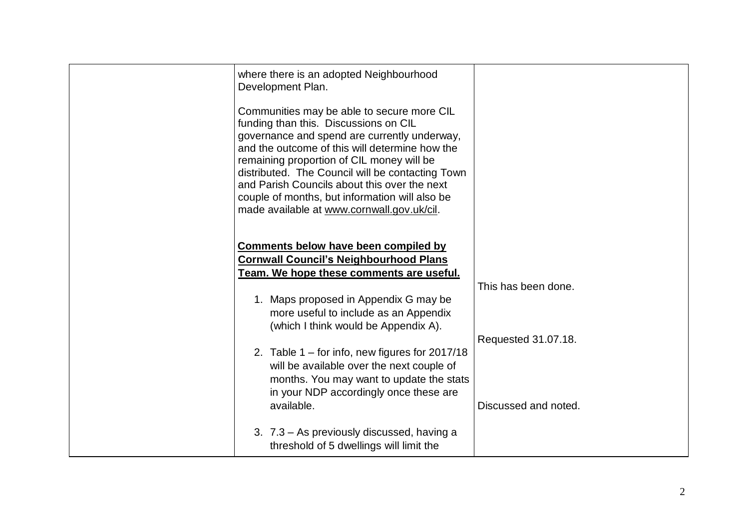| | | |
|---|---|---|
| | where there is an adopted Neighbourhood Development Plan.<br><br>Communities may be able to secure more CIL funding than this. Discussions on CIL governance and spend are currently underway, and the outcome of this will determine how the remaining proportion of CIL money will be distributed. The Council will be contacting Town and Parish Councils about this over the next couple of months, but information will also be made available at www.cornwall.gov.uk/cil.<br><br>**Comments below have been compiled by Cornwall Council's Neighbourhood Plans Team. We hope these comments are useful.** | |
| | 1. Maps proposed in Appendix G may be more useful to include as an Appendix (which I think would be Appendix A). | This has been done. |
| | 2. Table 1 – for info, new figures for 2017/18 will be available over the next couple of months. You may want to update the stats in your NDP accordingly once these are available. | Requested 31.07.18. |
| | 3. 7.3 – As previously discussed, having a threshold of 5 dwellings will limit the | Discussed and noted. |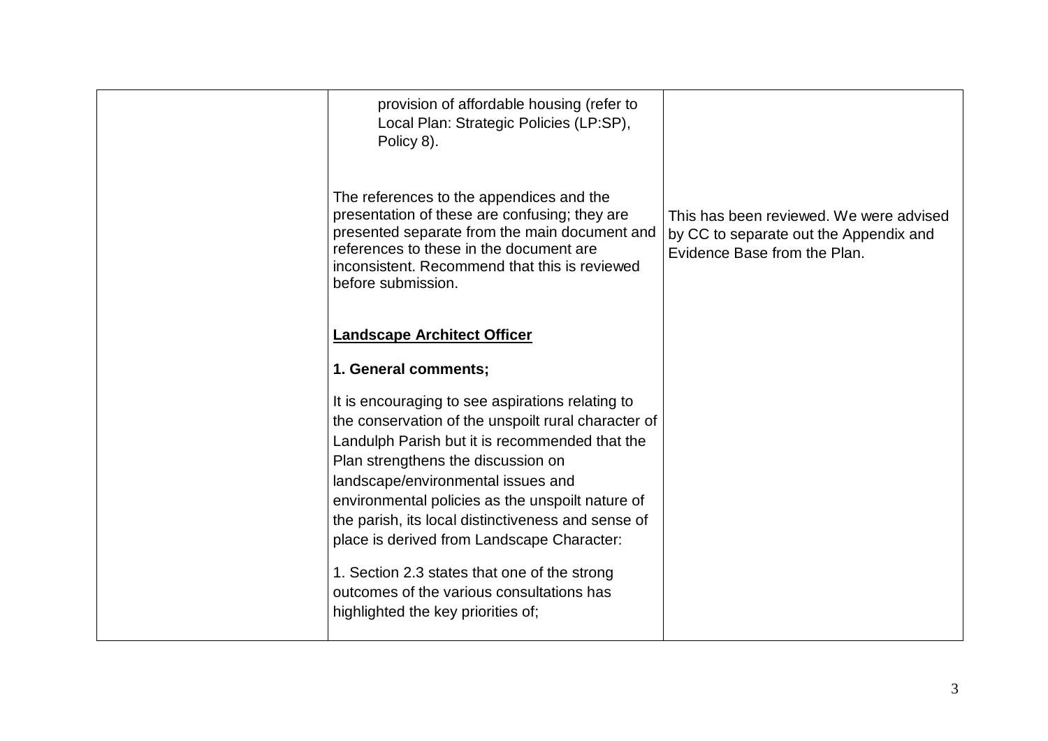| | | |
|---|---|---|
| | provision of affordable housing (refer to Local Plan: Strategic Policies (LP:SP), Policy 8).<br><br>The references to the appendices and the presentation of these are confusing; they are presented separate from the main document and references to these in the document are inconsistent. Recommend that this is reviewed before submission.<br><br>**<u>Landscape Architect Officer</u>**<br><br>**1. General comments;**<br><br>It is encouraging to see aspirations relating to the conservation of the unspoilt rural character of Landulph Parish but it is recommended that the Plan strengthens the discussion on landscape/environmental issues and environmental policies as the unspoilt nature of the parish, its local distinctiveness and sense of place is derived from Landscape Character:<br><br>1. Section 2.3 states that one of the strong outcomes of the various consultations has highlighted the key priorities of; | <br><br><br><br>This has been reviewed. We were advised by CC to separate out the Appendix and Evidence Base from the Plan. |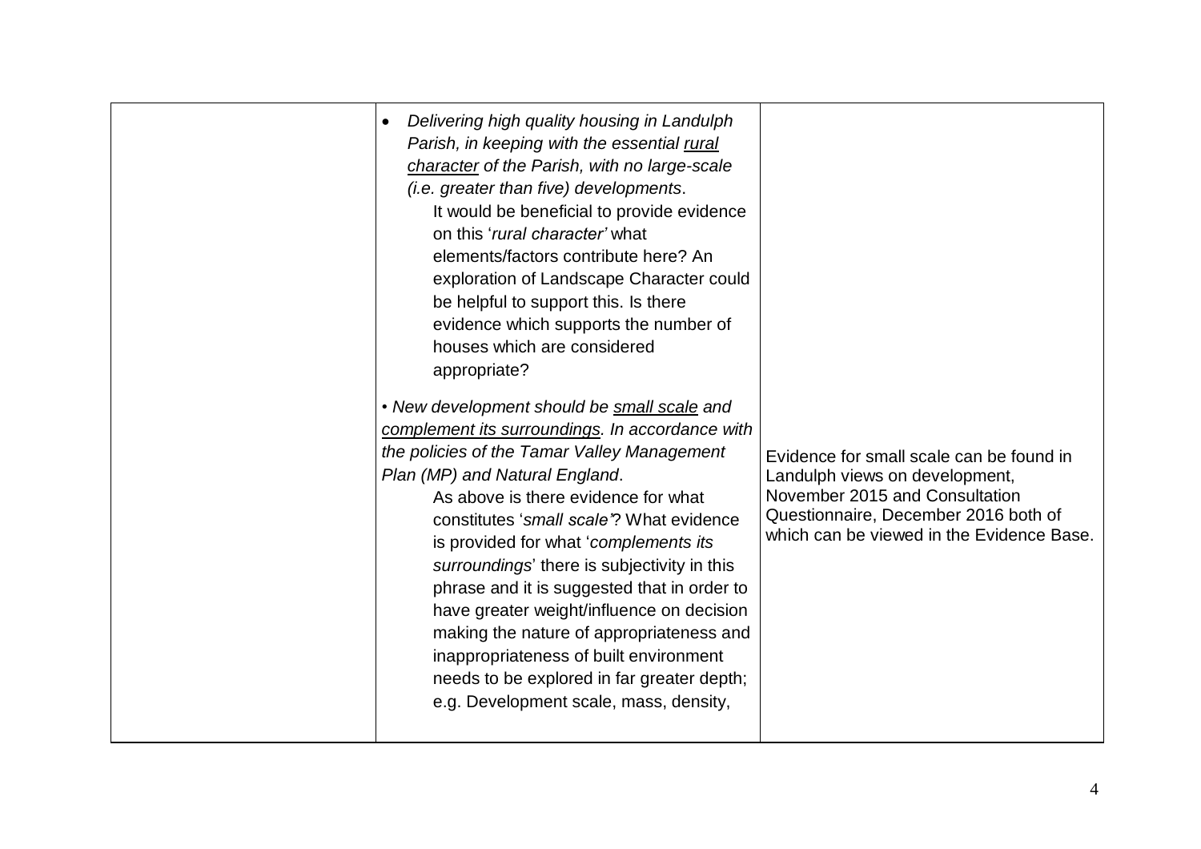| | | |
|---|---|---|
| | • *Delivering high quality housing in Landulph Parish, in keeping with the essential rural character of the Parish, with no large-scale (i.e. greater than five) developments*.<br>It would be beneficial to provide evidence on this '*rural character'* what elements/factors contribute here? An exploration of Landscape Character could be helpful to support this. Is there evidence which supports the number of houses which are considered appropriate?<br><br>• *New development should be small scale and complement its surroundings. In accordance with the policies of the Tamar Valley Management Plan (MP) and Natural England*.<br>As above is there evidence for what constitutes '*small scale'*? What evidence is provided for what '*complements its surroundings*' there is subjectivity in this phrase and it is suggested that in order to have greater weight/influence on decision making the nature of appropriateness and inappropriateness of built environment needs to be explored in far greater depth; e.g. Development scale, mass, density, | Evidence for small scale can be found in Landulph views on development, November 2015 and Consultation Questionnaire, December 2016 both of which can be viewed in the Evidence Base. |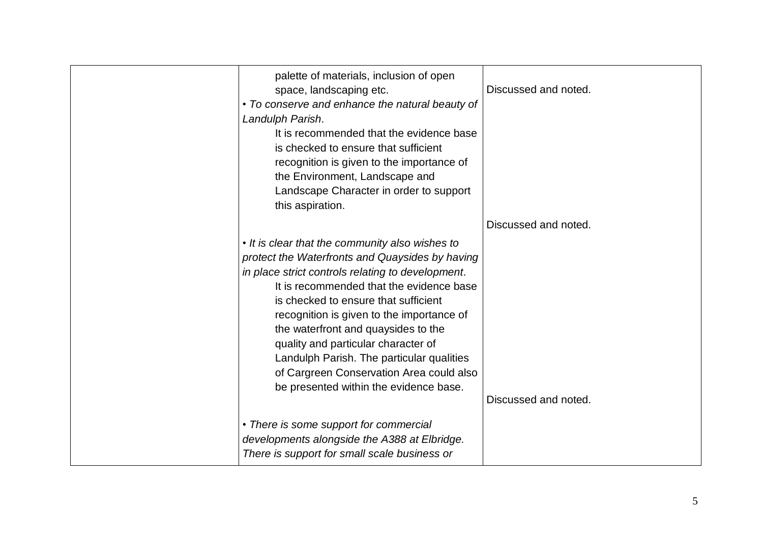| | | |
|---|---|---|
| | palette of materials, inclusion of open space, landscaping etc.<br>• *To conserve and enhance the natural beauty of Landulph Parish*.<br>It is recommended that the evidence base is checked to ensure that sufficient recognition is given to the importance of the Environment, Landscape and Landscape Character in order to support this aspiration. | Discussed and noted. |
| | • *It is clear that the community also wishes to protect the Waterfronts and Quaysides by having in place strict controls relating to development*.<br>It is recommended that the evidence base is checked to ensure that sufficient recognition is given to the importance of the waterfront and quaysides to the quality and particular character of Landulph Parish. The particular qualities of Cargreen Conservation Area could also be presented within the evidence base. | Discussed and noted. |
| | • *There is some support for commercial developments alongside the A388 at Elbridge. There is support for small scale business or* | Discussed and noted. |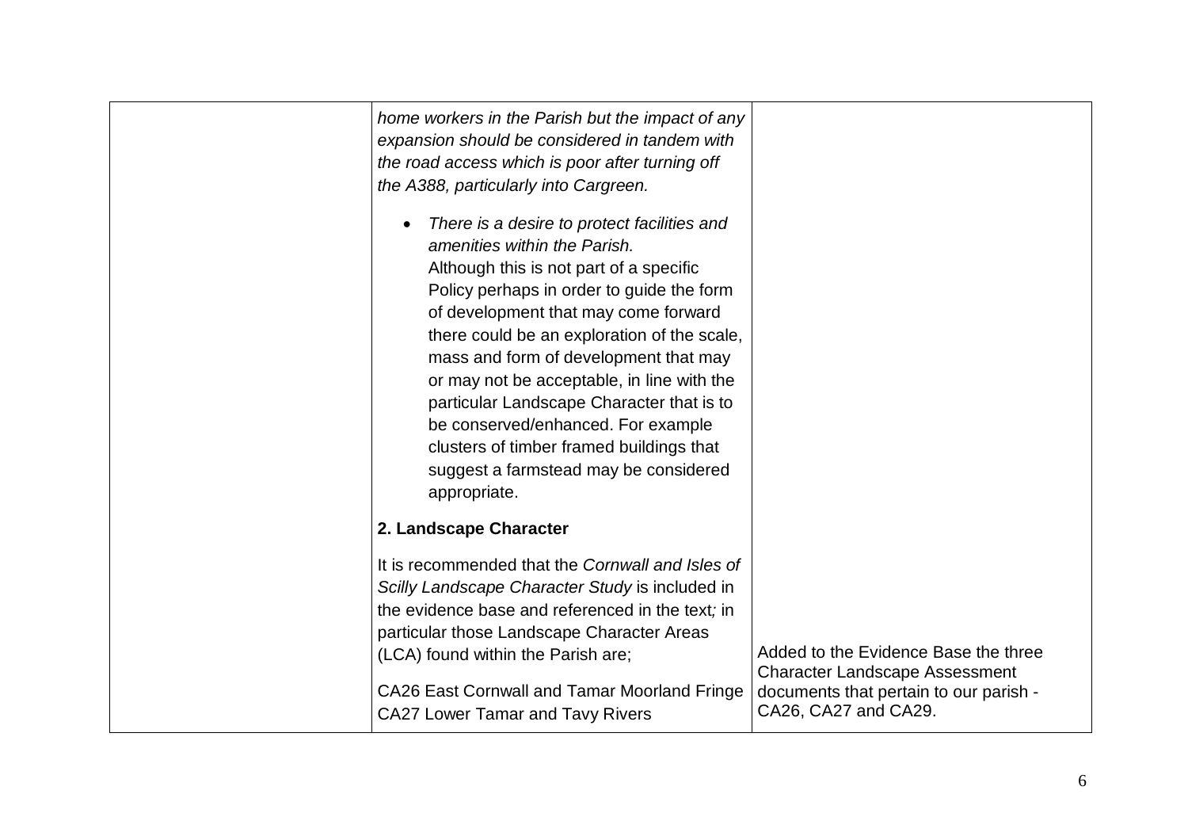|  |  |  |
|---|---|---|
|  | *home workers in the Parish but the impact of any expansion should be considered in tandem with the road access which is poor after turning off the A388, particularly into Cargreen.*<br><br>• *There is a desire to protect facilities and amenities within the Parish.* Although this is not part of a specific Policy perhaps in order to guide the form of development that may come forward there could be an exploration of the scale, mass and form of development that may or may not be acceptable, in line with the particular Landscape Character that is to be conserved/enhanced. For example clusters of timber framed buildings that suggest a farmstead may be considered appropriate.<br><br>**2. Landscape Character**<br><br>It is recommended that the *Cornwall and Isles of Scilly Landscape Character Study* is included in the evidence base and referenced in the text; in particular those Landscape Character Areas (LCA) found within the Parish are;<br><br>CA26 East Cornwall and Tamar Moorland Fringe<br>CA27 Lower Tamar and Tavy Rivers | Added to the Evidence Base the three Character Landscape Assessment documents that pertain to our parish - CA26, CA27 and CA29. |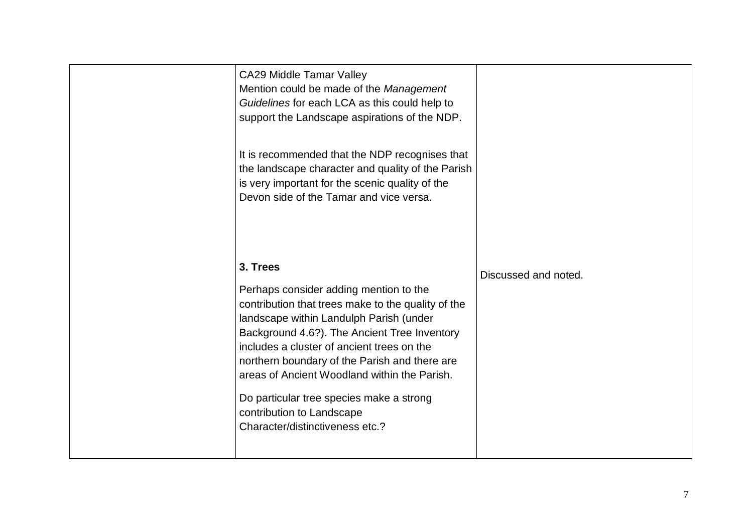|  |  |  |
|---|---|---|
|  | CA29 Middle Tamar Valley<br>Mention could be made of the *Management Guidelines* for each LCA as this could help to support the Landscape aspirations of the NDP.<br><br>It is recommended that the NDP recognises that the landscape character and quality of the Parish is very important for the scenic quality of the Devon side of the Tamar and vice versa.<br><br>**3. Trees**<br><br>Perhaps consider adding mention to the contribution that trees make to the quality of the landscape within Landulph Parish (under Background 4.6?). The Ancient Tree Inventory includes a cluster of ancient trees on the northern boundary of the Parish and there are areas of Ancient Woodland within the Parish.<br><br>Do particular tree species make a strong contribution to Landscape Character/distinctiveness etc.? | Discussed and noted. |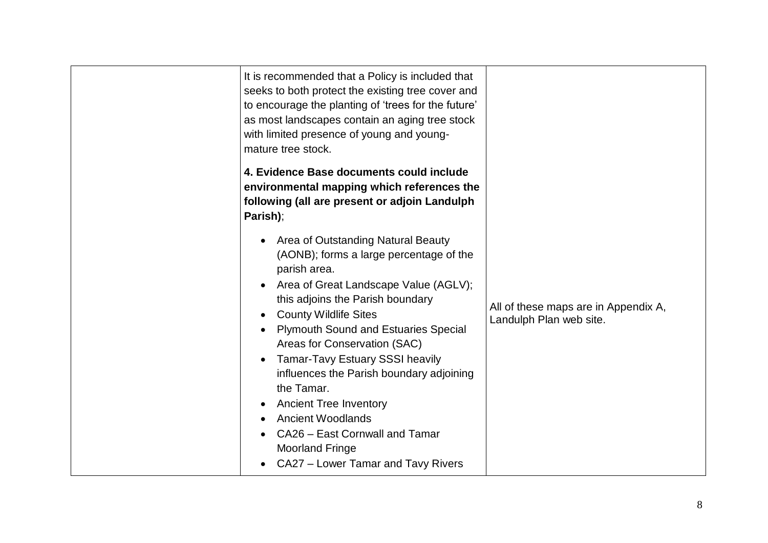| | | |
|---|---|---|
| | It is recommended that a Policy is included that seeks to both protect the existing tree cover and to encourage the planting of 'trees for the future' as most landscapes contain an aging tree stock with limited presence of young and young-mature tree stock.<br><br>**4. Evidence Base documents could include environmental mapping which references the following (all are present or adjoin Landulph Parish)**;<br><br>• Area of Outstanding Natural Beauty (AONB); forms a large percentage of the parish area.<br>• Area of Great Landscape Value (AGLV); this adjoins the Parish boundary<br>• County Wildlife Sites<br>• Plymouth Sound and Estuaries Special Areas for Conservation (SAC)<br>• Tamar-Tavy Estuary SSSI heavily influences the Parish boundary adjoining the Tamar.<br>• Ancient Tree Inventory<br>• Ancient Woodlands<br>• CA26 – East Cornwall and Tamar Moorland Fringe<br>• CA27 – Lower Tamar and Tavy Rivers | All of these maps are in Appendix A, Landulph Plan web site. |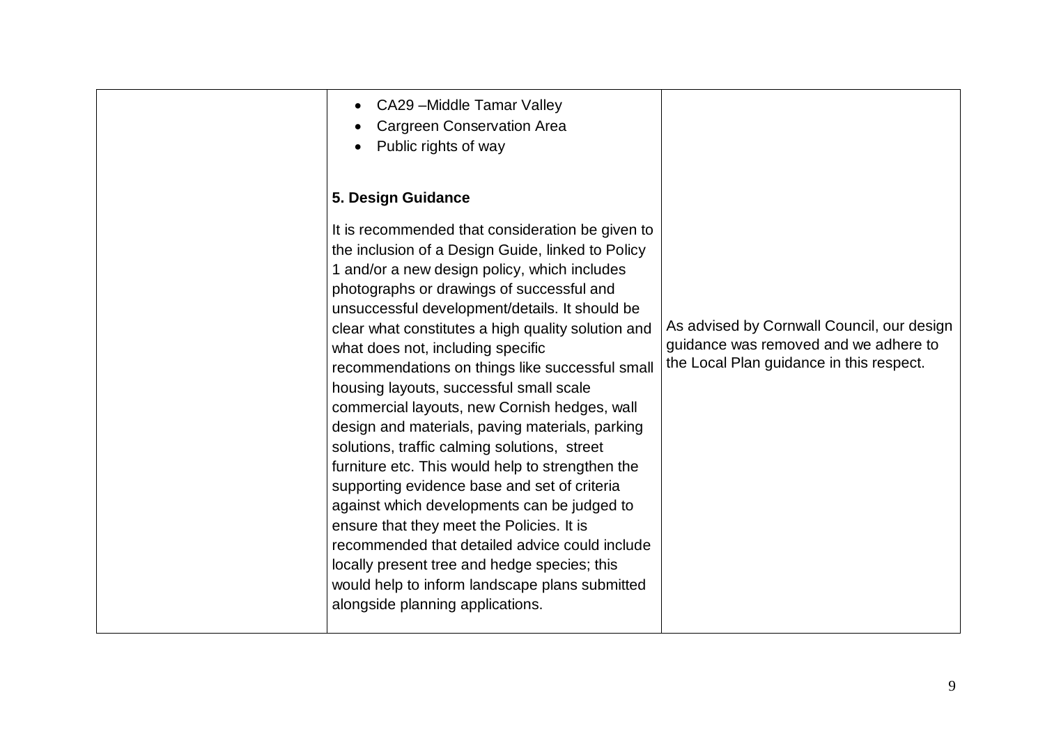|  |  |  |
|---|---|---|
|  | • CA29 –Middle Tamar Valley<br>• Cargreen Conservation Area<br>• Public rights of way<br><br>**5. Design Guidance**<br><br>It is recommended that consideration be given to the inclusion of a Design Guide, linked to Policy 1 and/or a new design policy, which includes photographs or drawings of successful and unsuccessful development/details. It should be clear what constitutes a high quality solution and what does not, including specific recommendations on things like successful small housing layouts, successful small scale commercial layouts, new Cornish hedges, wall design and materials, paving materials, parking solutions, traffic calming solutions, street furniture etc. This would help to strengthen the supporting evidence base and set of criteria against which developments can be judged to ensure that they meet the Policies. It is recommended that detailed advice could include locally present tree and hedge species; this would help to inform landscape plans submitted alongside planning applications. | As advised by Cornwall Council, our design guidance was removed and we adhere to the Local Plan guidance in this respect. |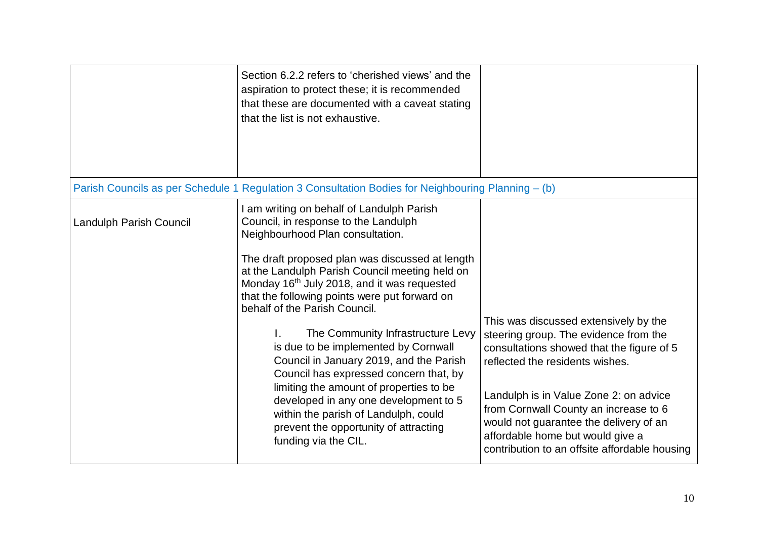| | | |
|---|---|---|
| | Section 6.2.2 refers to 'cherished views' and the aspiration to protect these; it is recommended that these are documented with a caveat stating that the list is not exhaustive. | |
| Parish Councils as per Schedule 1 Regulation 3 Consultation Bodies for Neighbouring Planning – (b) | | |
| Landulph Parish Council | I am writing on behalf of Landulph Parish Council, in response to the Landulph Neighbourhood Plan consultation.<br><br>The draft proposed plan was discussed at length at the Landulph Parish Council meeting held on Monday 16th July 2018, and it was requested that the following points were put forward on behalf of the Parish Council.<br><br>I. The Community Infrastructure Levy is due to be implemented by Cornwall Council in January 2019, and the Parish Council has expressed concern that, by limiting the amount of properties to be developed in any one development to 5 within the parish of Landulph, could prevent the opportunity of attracting funding via the CIL. | This was discussed extensively by the steering group. The evidence from the consultations showed that the figure of 5 reflected the residents wishes.<br><br>Landulph is in Value Zone 2: on advice from Cornwall County an increase to 6 would not guarantee the delivery of an affordable home but would give a contribution to an offsite affordable housing |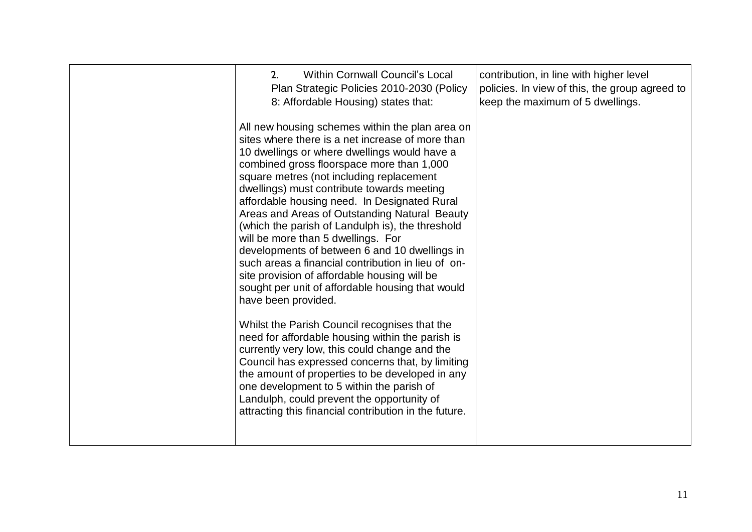|  | 2. Within Cornwall Council's Local Plan Strategic Policies 2010-2030 (Policy 8: Affordable Housing) states that:<br><br>All new housing schemes within the plan area on sites where there is a net increase of more than 10 dwellings or where dwellings would have a combined gross floorspace more than 1,000 square metres (not including replacement dwellings) must contribute towards meeting affordable housing need. In Designated Rural Areas and Areas of Outstanding Natural Beauty (which the parish of Landulph is), the threshold will be more than 5 dwellings. For developments of between 6 and 10 dwellings in such areas a financial contribution in lieu of on-site provision of affordable housing will be sought per unit of affordable housing that would have been provided.<br><br>Whilst the Parish Council recognises that the need for affordable housing within the parish is currently very low, this could change and the Council has expressed concerns that, by limiting the amount of properties to be developed in any one development to 5 within the parish of Landulph, could prevent the opportunity of attracting this financial contribution in the future. | contribution, in line with higher level policies. In view of this, the group agreed to keep the maximum of 5 dwellings. |
|---|---|---|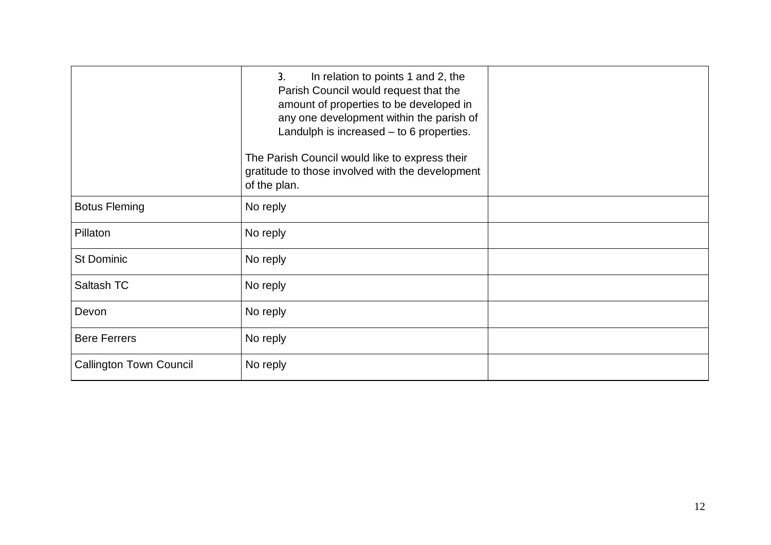| | | |
|---|---|---|
| | 3. In relation to points 1 and 2, the Parish Council would request that the amount of properties to be developed in any one development within the parish of Landulph is increased – to 6 properties.<br><br>The Parish Council would like to express their gratitude to those involved with the development of the plan. | |
| Botus Fleming | No reply | |
| Pillaton | No reply | |
| St Dominic | No reply | |
| Saltash TC | No reply | |
| Devon | No reply | |
| Bere Ferrers | No reply | |
| Callington Town Council | No reply | |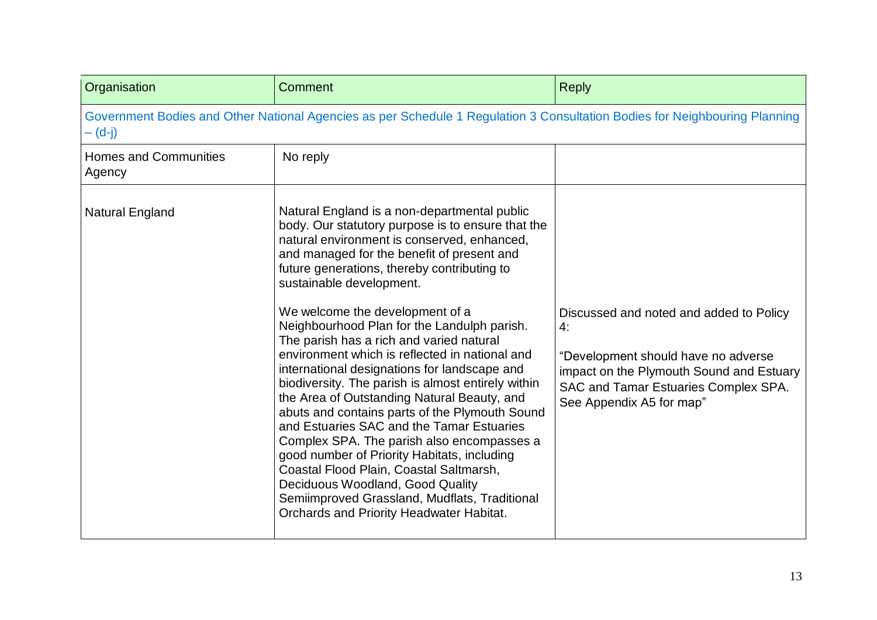| Organisation | Comment | Reply |
|---|---|---|
| Government Bodies and Other National Agencies as per Schedule 1 Regulation 3 Consultation Bodies for Neighbouring Planning – (d-j) | | |
| Homes and Communities Agency | No reply | |
| Natural England | Natural England is a non-departmental public body. Our statutory purpose is to ensure that the natural environment is conserved, enhanced, and managed for the benefit of present and future generations, thereby contributing to sustainable development.<br><br>We welcome the development of a Neighbourhood Plan for the Landulph parish. The parish has a rich and varied natural environment which is reflected in national and international designations for landscape and biodiversity. The parish is almost entirely within the Area of Outstanding Natural Beauty, and abuts and contains parts of the Plymouth Sound and Estuaries SAC and the Tamar Estuaries Complex SPA. The parish also encompasses a good number of Priority Habitats, including Coastal Flood Plain, Coastal Saltmarsh, Deciduous Woodland, Good Quality Semiimproved Grassland, Mudflats, Traditional Orchards and Priority Headwater Habitat. | Discussed and noted and added to Policy 4:<br><br>"Development should have no adverse impact on the Plymouth Sound and Estuary SAC and Tamar Estuaries Complex SPA. See Appendix A5 for map" |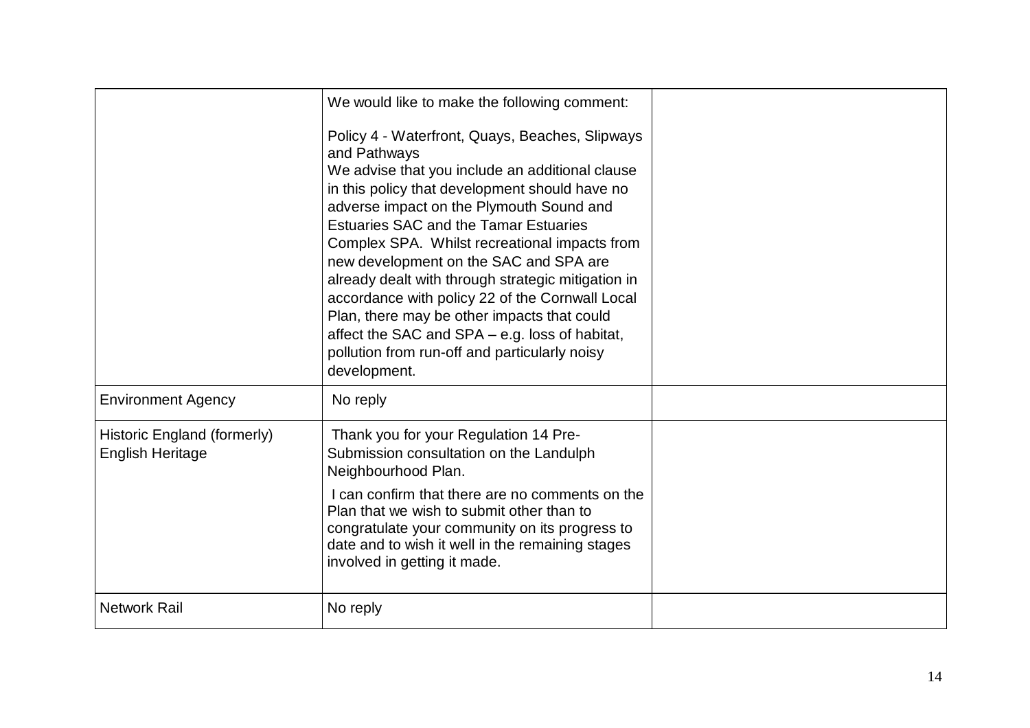| | | |
|---|---|---|
| | We would like to make the following comment:<br><br>Policy 4 - Waterfront, Quays, Beaches, Slipways and Pathways<br>We advise that you include an additional clause in this policy that development should have no adverse impact on the Plymouth Sound and Estuaries SAC and the Tamar Estuaries Complex SPA. Whilst recreational impacts from new development on the SAC and SPA are already dealt with through strategic mitigation in accordance with policy 22 of the Cornwall Local Plan, there may be other impacts that could affect the SAC and SPA – e.g. loss of habitat, pollution from run-off and particularly noisy development. | |
| Environment Agency | No reply | |
| Historic England (formerly) English Heritage | Thank you for your Regulation 14 Pre-Submission consultation on the Landulph Neighbourhood Plan.<br><br>I can confirm that there are no comments on the Plan that we wish to submit other than to congratulate your community on its progress to date and to wish it well in the remaining stages involved in getting it made. | |
| Network Rail | No reply | |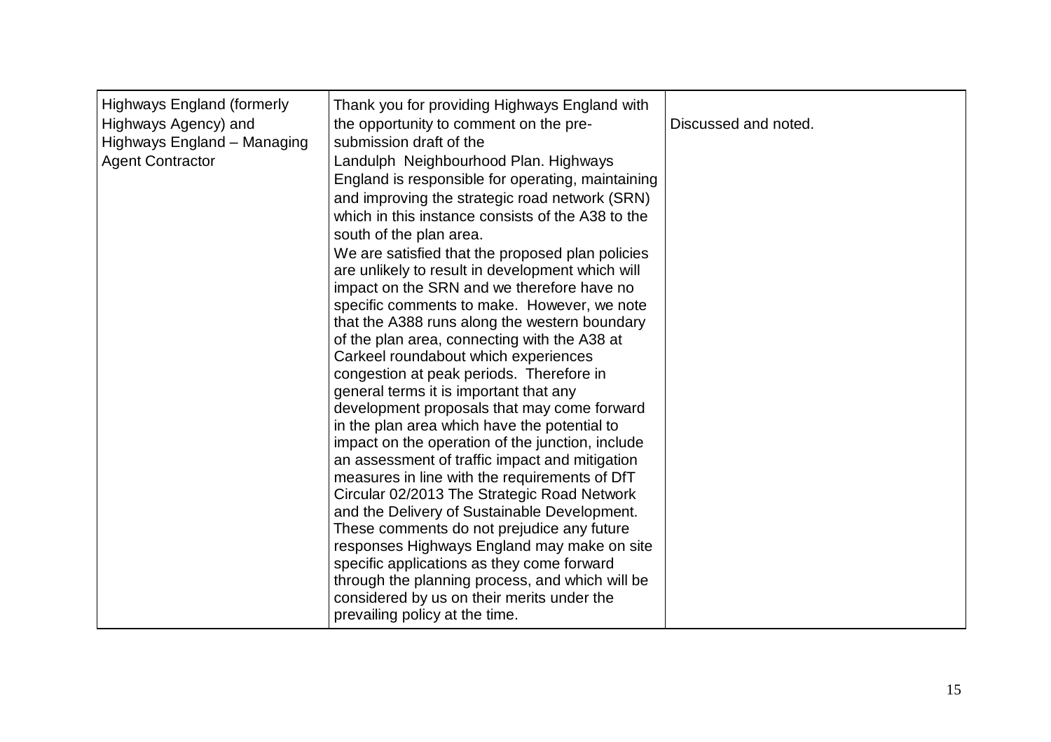| | | |
|---|---|---|
| Highways England (formerly Highways Agency) and Highways England – Managing Agent Contractor | Thank you for providing Highways England with the opportunity to comment on the pre-submission draft of the Landulph Neighbourhood Plan. Highways England is responsible for operating, maintaining and improving the strategic road network (SRN) which in this instance consists of the A38 to the south of the plan area.<br>We are satisfied that the proposed plan policies are unlikely to result in development which will impact on the SRN and we therefore have no specific comments to make. However, we note that the A388 runs along the western boundary of the plan area, connecting with the A38 at Carkeel roundabout which experiences congestion at peak periods. Therefore in general terms it is important that any development proposals that may come forward in the plan area which have the potential to impact on the operation of the junction, include an assessment of traffic impact and mitigation measures in line with the requirements of DfT Circular 02/2013 The Strategic Road Network and the Delivery of Sustainable Development. These comments do not prejudice any future responses Highways England may make on site specific applications as they come forward through the planning process, and which will be considered by us on their merits under the prevailing policy at the time. | Discussed and noted. |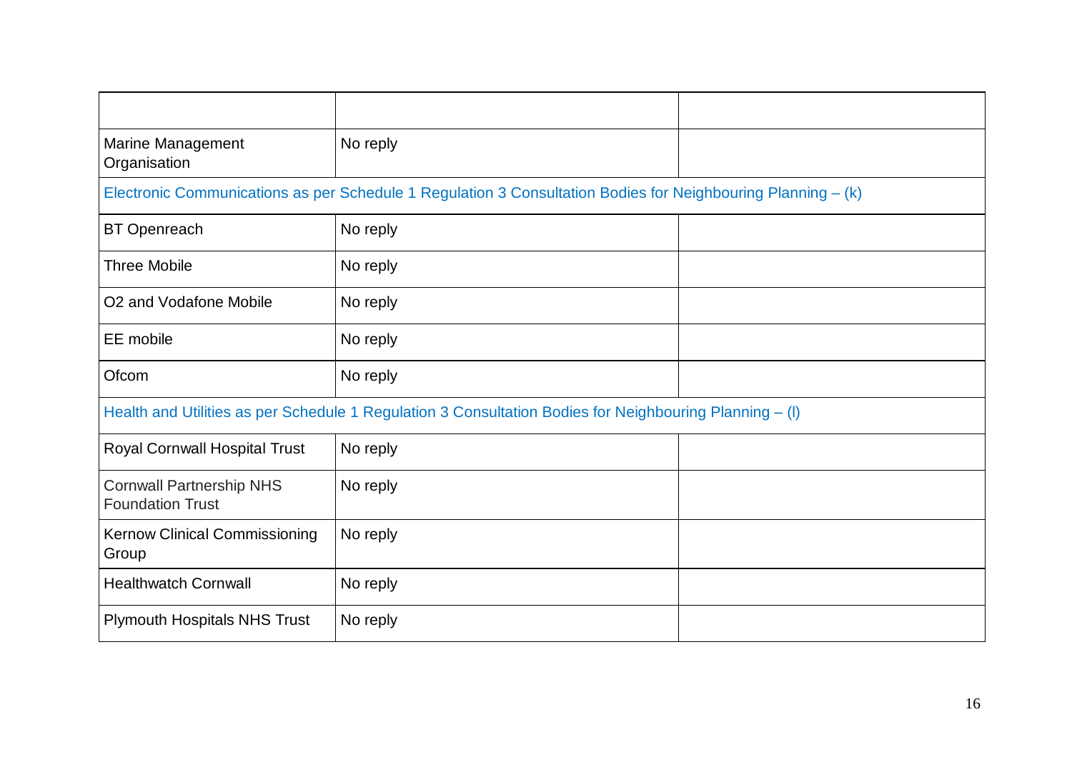| | | |
|---|---|---|
| Marine Management Organisation | No reply | |
| Electronic Communications as per Schedule 1 Regulation 3 Consultation Bodies for Neighbouring Planning – (k) | | |
| BT Openreach | No reply | |
| Three Mobile | No reply | |
| O2 and Vodafone Mobile | No reply | |
| EE mobile | No reply | |
| Ofcom | No reply | |
| Health and Utilities as per Schedule 1 Regulation 3 Consultation Bodies for Neighbouring Planning – (l) | | |
| Royal Cornwall Hospital Trust | No reply | |
| Cornwall Partnership NHS Foundation Trust | No reply | |
| Kernow Clinical Commissioning Group | No reply | |
| Healthwatch Cornwall | No reply | |
| Plymouth Hospitals NHS Trust | No reply | |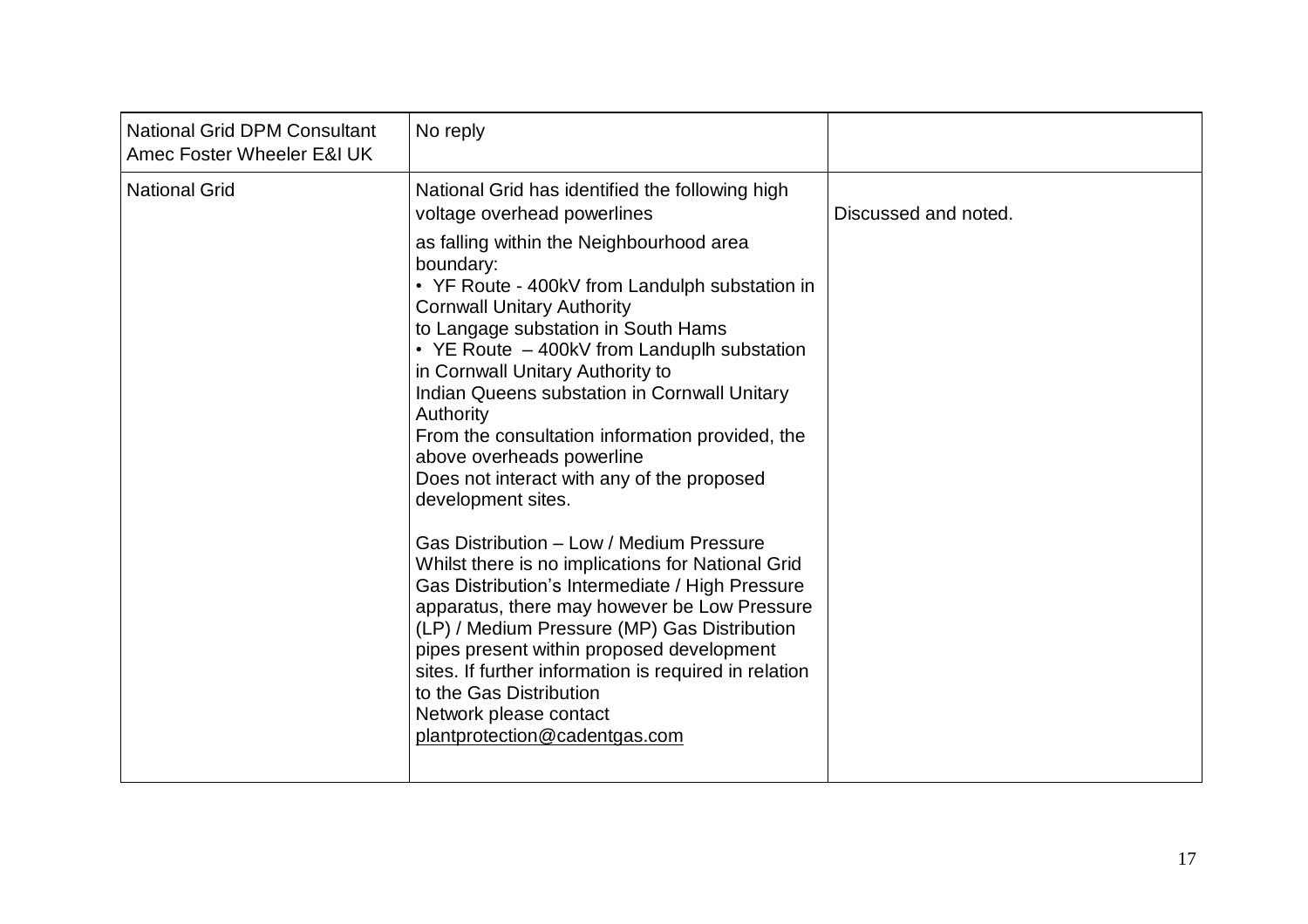| | | |
|---|---|---|
| National Grid DPM Consultant Amec Foster Wheeler E&I UK | No reply | |
| National Grid | National Grid has identified the following high voltage overhead powerlines as falling within the Neighbourhood area boundary:<br>• YF Route - 400kV from Landulph substation in Cornwall Unitary Authority to Langage substation in South Hams<br>• YE Route – 400kV from Landuplh substation in Cornwall Unitary Authority to Indian Queens substation in Cornwall Unitary Authority<br>From the consultation information provided, the above overheads powerline Does not interact with any of the proposed development sites.<br><br>Gas Distribution – Low / Medium Pressure<br>Whilst there is no implications for National Grid Gas Distribution's Intermediate / High Pressure apparatus, there may however be Low Pressure (LP) / Medium Pressure (MP) Gas Distribution pipes present within proposed development sites. If further information is required in relation to the Gas Distribution Network please contact plantprotection@cadentgas.com | Discussed and noted. |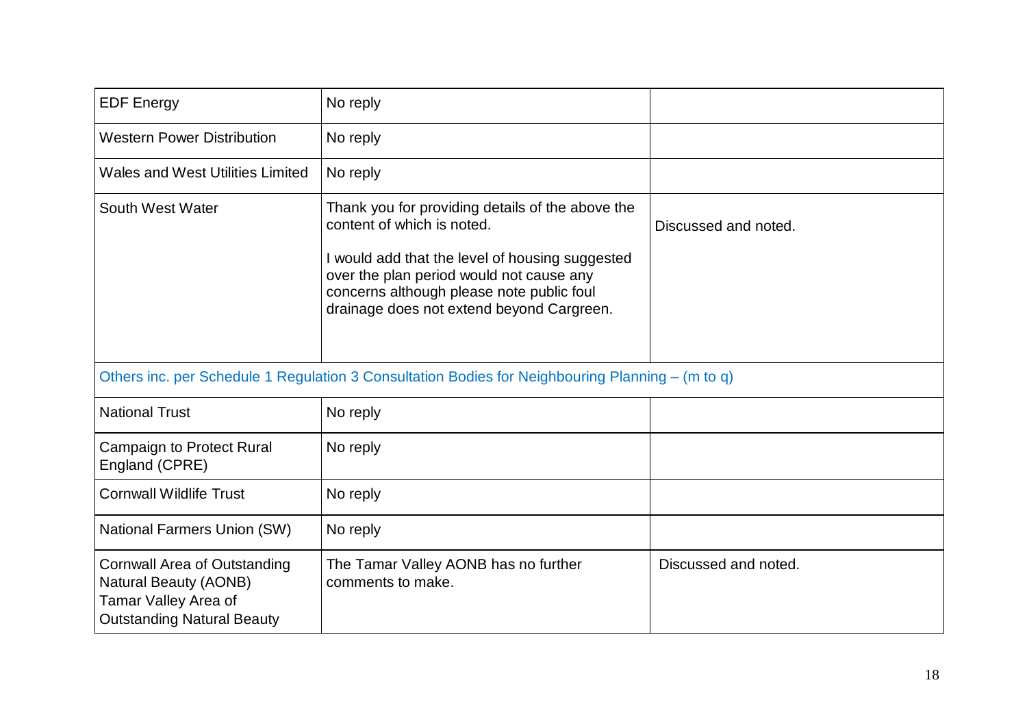| | | |
|---|---|---|
| EDF Energy | No reply | |
| Western Power Distribution | No reply | |
| Wales and West Utilities Limited | No reply | |
| South West Water | Thank you for providing details of the above the content of which is noted.<br><br>I would add that the level of housing suggested over the plan period would not cause any concerns although please note public foul drainage does not extend beyond Cargreen. | Discussed and noted. |
| Others inc. per Schedule 1 Regulation 3 Consultation Bodies for Neighbouring Planning – (m to q) | | |
| National Trust | No reply | |
| Campaign to Protect Rural England (CPRE) | No reply | |
| Cornwall Wildlife Trust | No reply | |
| National Farmers Union (SW) | No reply | |
| Cornwall Area of Outstanding Natural Beauty (AONB) Tamar Valley Area of Outstanding Natural Beauty | The Tamar Valley AONB has no further comments to make. | Discussed and noted. |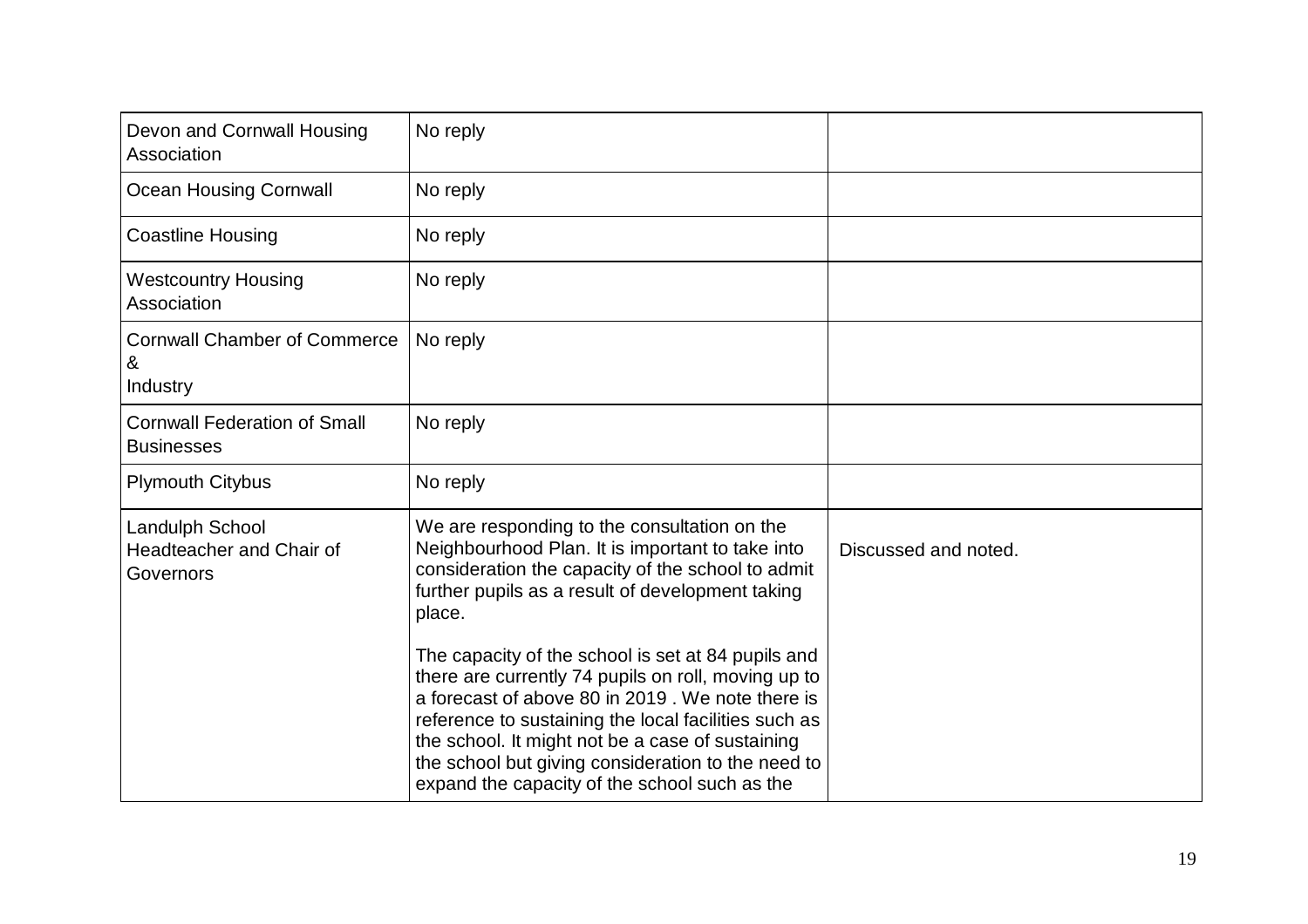| | | |
|---|---|---|
| Devon and Cornwall Housing Association | No reply | |
| Ocean Housing Cornwall | No reply | |
| Coastline Housing | No reply | |
| Westcountry Housing Association | No reply | |
| Cornwall Chamber of Commerce & Industry | No reply | |
| Cornwall Federation of Small Businesses | No reply | |
| Plymouth Citybus | No reply | |
| Landulph School Headteacher and Chair of Governors | We are responding to the consultation on the Neighbourhood Plan. It is important to take into consideration the capacity of the school to admit further pupils as a result of development taking place.<br><br>The capacity of the school is set at 84 pupils and there are currently 74 pupils on roll, moving up to a forecast of above 80 in 2019 . We note there is reference to sustaining the local facilities such as the school. It might not be a case of sustaining the school but giving consideration to the need to expand the capacity of the school such as the | Discussed and noted. |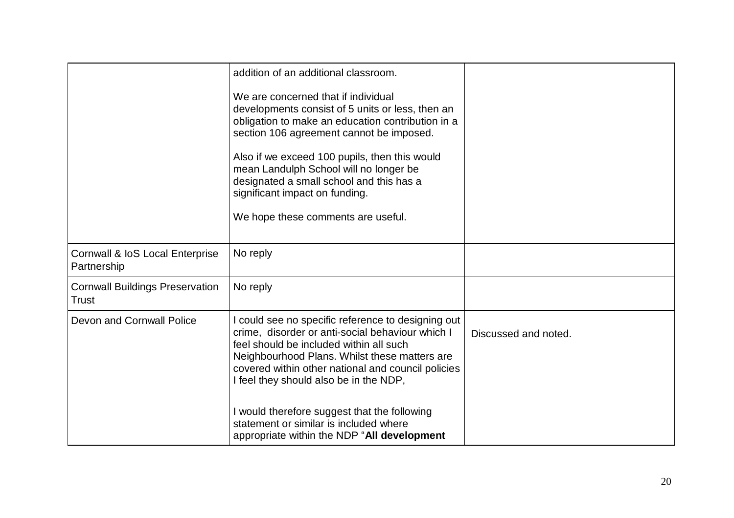| | | |
|---|---|---|
| | addition of an additional classroom.<br><br>We are concerned that if individual developments consist of 5 units or less, then an obligation to make an education contribution in a section 106 agreement cannot be imposed.<br><br>Also if we exceed 100 pupils, then this would mean Landulph School will no longer be designated a small school and this has a significant impact on funding.<br><br>We hope these comments are useful. | |
| Cornwall & IoS Local Enterprise Partnership | No reply | |
| Cornwall Buildings Preservation Trust | No reply | |
| Devon and Cornwall Police | I could see no specific reference to designing out crime, disorder or anti-social behaviour which I feel should be included within all such Neighbourhood Plans. Whilst these matters are covered within other national and council policies I feel they should also be in the NDP,<br><br>I would therefore suggest that the following statement or similar is included where appropriate within the NDP "**All development** | Discussed and noted. |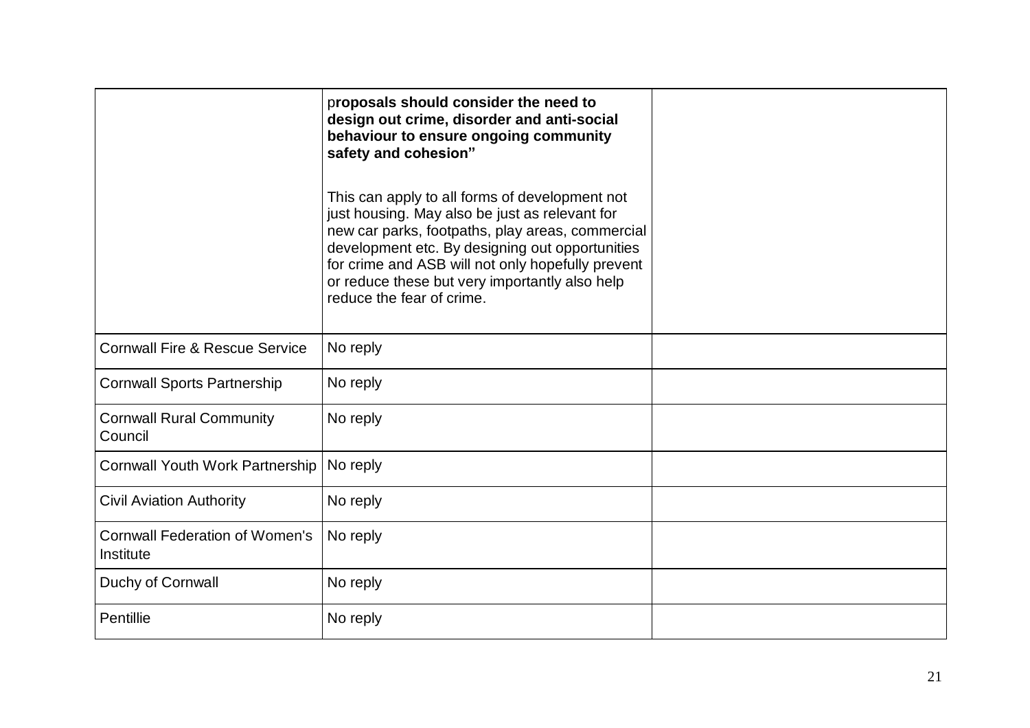| | | |
|---|---|---|
| | p**roposals should consider the need to design out crime, disorder and anti-social behaviour to ensure ongoing community safety and cohesion"**<br><br>This can apply to all forms of development not just housing. May also be just as relevant for new car parks, footpaths, play areas, commercial development etc. By designing out opportunities for crime and ASB will not only hopefully prevent or reduce these but very importantly also help reduce the fear of crime. | |
| Cornwall Fire & Rescue Service | No reply | |
| Cornwall Sports Partnership | No reply | |
| Cornwall Rural Community Council | No reply | |
| Cornwall Youth Work Partnership | No reply | |
| Civil Aviation Authority | No reply | |
| Cornwall Federation of Women's Institute | No reply | |
| Duchy of Cornwall | No reply | |
| Pentillie | No reply | |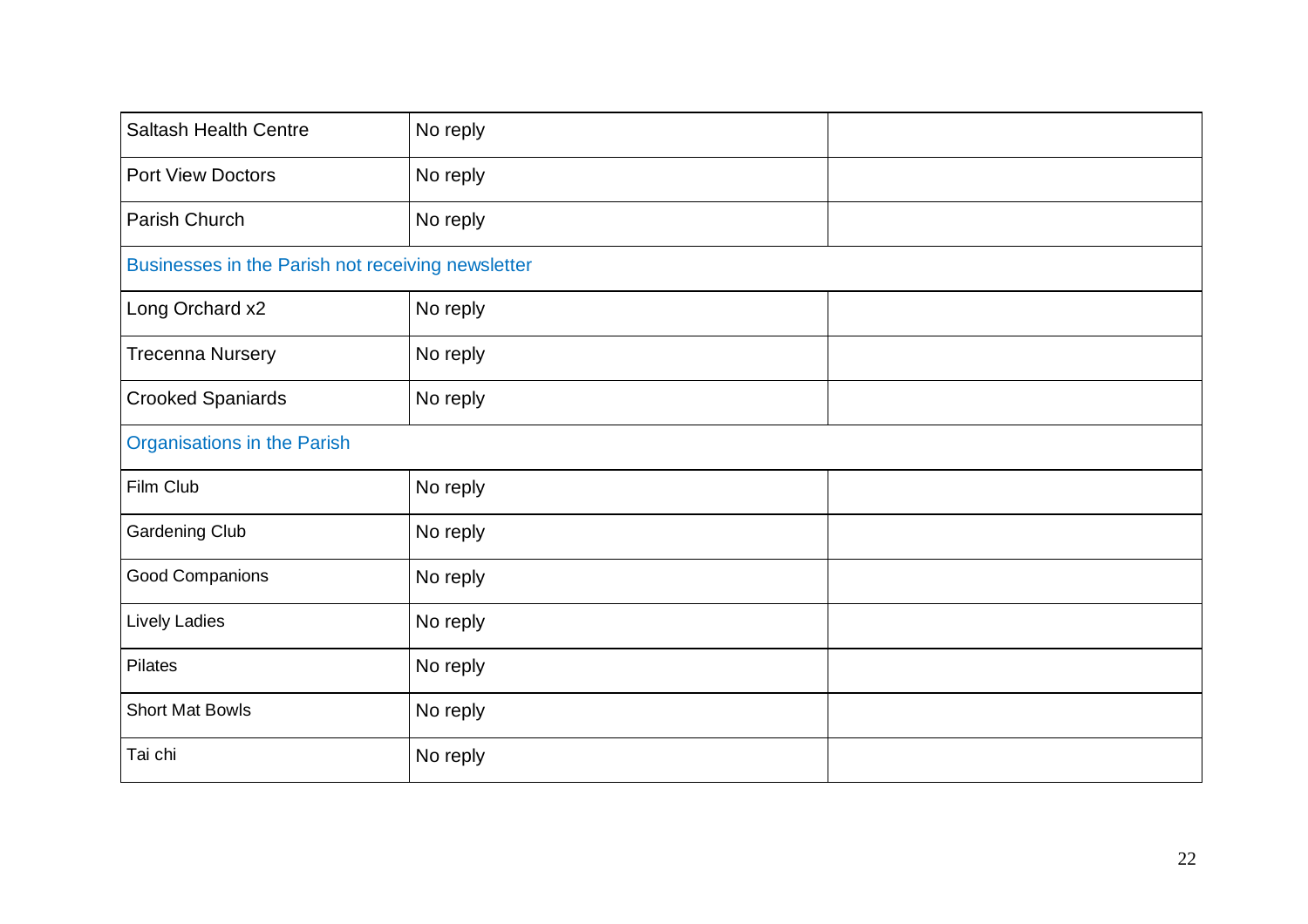| Saltash Health Centre | No reply | |
|---|---|---|
| Port View Doctors | No reply | |
| Parish Church | No reply | |
| Businesses in the Parish not receiving newsletter | | |
| Long Orchard x2 | No reply | |
| Trecenna Nursery | No reply | |
| Crooked Spaniards | No reply | |
| Organisations in the Parish | | |
| Film Club | No reply | |
| Gardening Club | No reply | |
| Good Companions | No reply | |
| Lively Ladies | No reply | |
| Pilates | No reply | |
| Short Mat Bowls | No reply | |
| Tai chi | No reply | |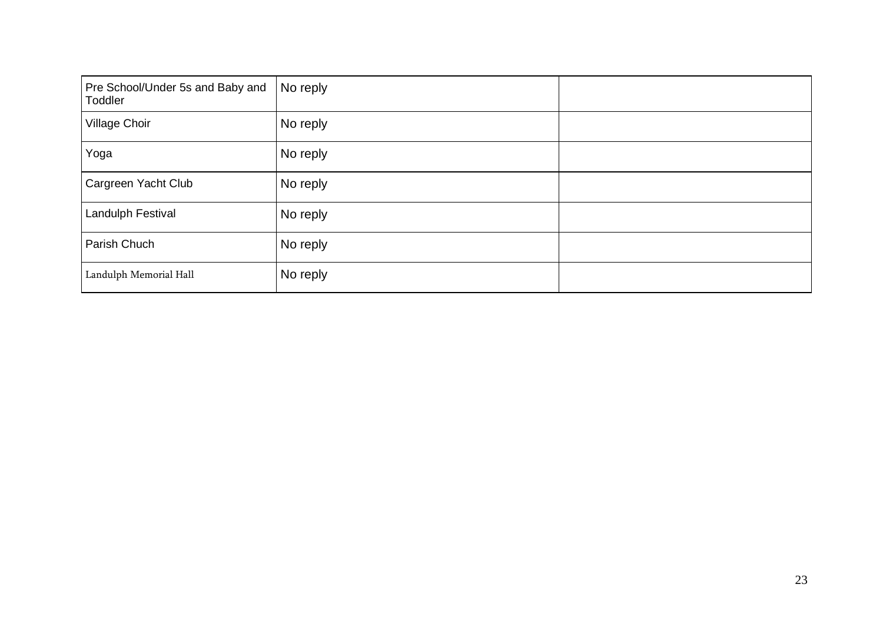| | | |
|---|---|---|
| Pre School/Under 5s and Baby and Toddler | No reply | |
| Village Choir | No reply | |
| Yoga | No reply | |
| Cargreen Yacht Club | No reply | |
| Landulph Festival | No reply | |
| Parish Chuch | No reply | |
| Landulph Memorial Hall | No reply | |